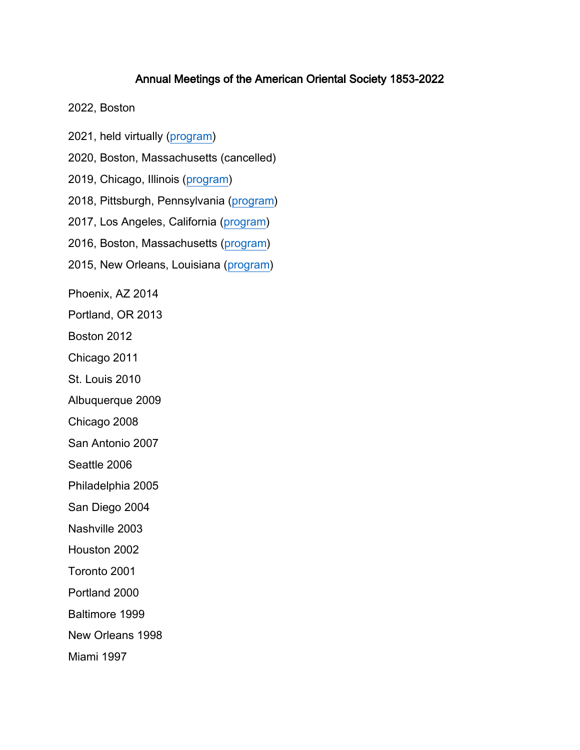# Annual Meetings of the American Oriental Society 1853-2022

2022, Boston

2021, held virtually (program)

2020, Boston, Massachusetts (cancelled)

2019, Chicago, Illinois (program)

2018, Pittsburgh, Pennsylvania (program)

2017, Los Angeles, California (program)

2016, Boston, Massachusetts (program)

2015, New Orleans, Louisiana (program)

Phoenix, AZ 2014

Portland, OR 2013

Boston 2012

Chicago 2011

St. Louis 2010

Albuquerque 2009

Chicago 2008

San Antonio 2007

Seattle 2006

Philadelphia 2005

San Diego 2004

Nashville 2003

Houston 2002

Toronto 2001

Portland 2000

Baltimore 1999

New Orleans 1998

Miami 1997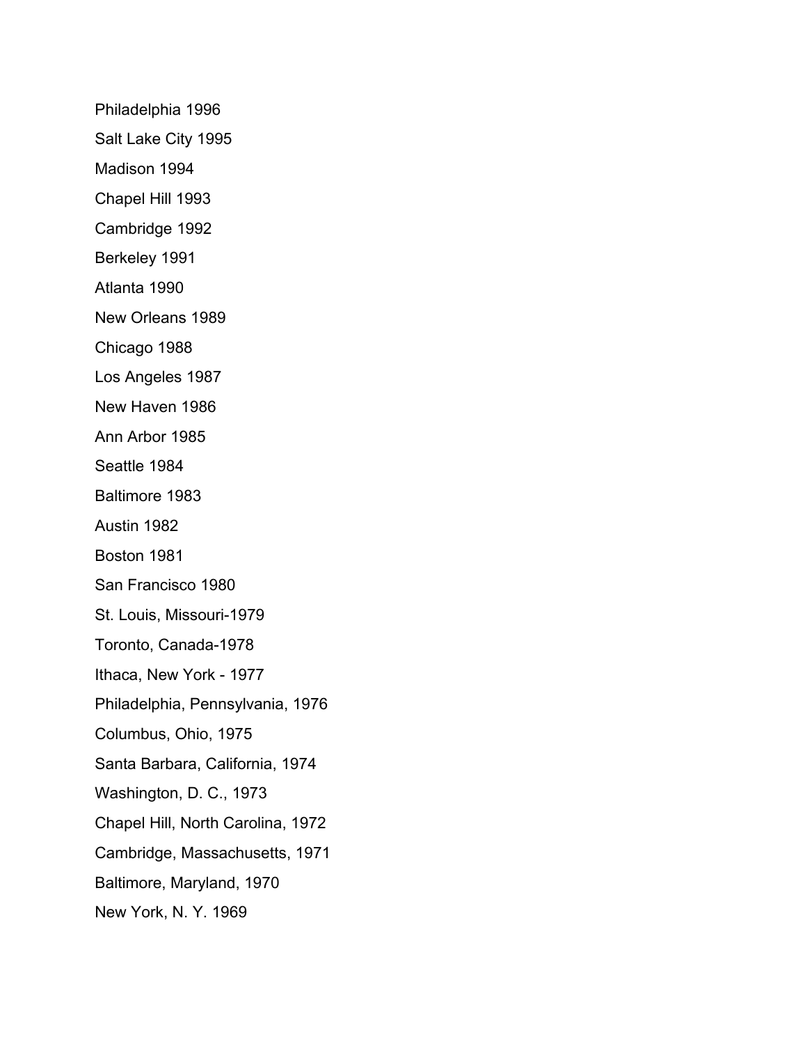Philadelphia 1996

Salt Lake City 1995

Madison 1994

Chapel Hill 1993

Cambridge 1992

Berkeley 1991

Atlanta 1990

New Orleans 1989

Chicago 1988

Los Angeles 1987

New Haven 1986

Ann Arbor 1985

Seattle 1984

Baltimore 1983

Austin 1982

Boston 1981

San Francisco 1980

St. Louis, Missouri-1979

Toronto, Canada-1978

Ithaca, New York - 1977

Philadelphia, Pennsylvania, 1976

Columbus, Ohio, 1975

Santa Barbara, California, 1974

Washington, D. C., 1973

Chapel Hill, North Carolina, 1972

Cambridge, Massachusetts, 1971

Baltimore, Maryland, 1970

New York, N. Y. 1969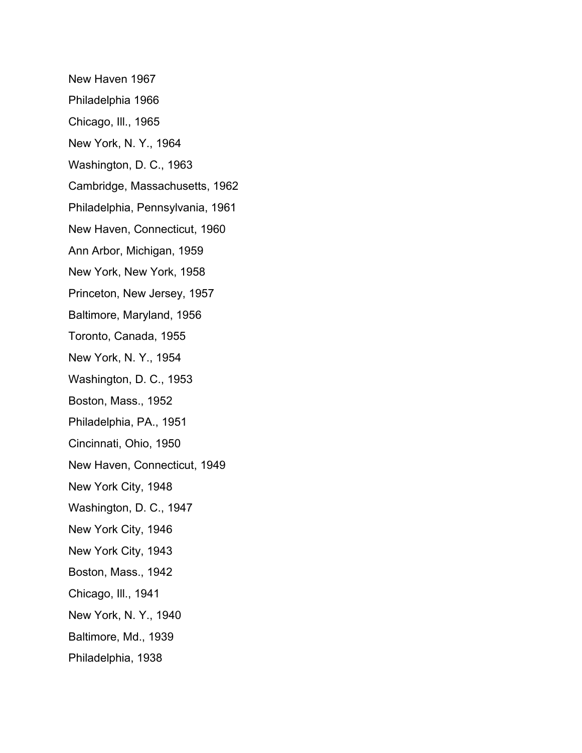New Haven 1967

Philadelphia 1966

Chicago, Ill., 1965

New York, N. Y., 1964

Washington, D. C., 1963

Cambridge, Massachusetts, 1962

Philadelphia, Pennsylvania, 1961

New Haven, Connecticut, 1960

Ann Arbor, Michigan, 1959

New York, New York, 1958

Princeton, New Jersey, 1957

Baltimore, Maryland, 1956

Toronto, Canada, 1955

New York, N. Y., 1954

Washington, D. C., 1953

Boston, Mass., 1952

Philadelphia, PA., 1951

Cincinnati, Ohio, 1950

New Haven, Connecticut, 1949

New York City, 1948

Washington, D. C., 1947

New York City, 1946

New York City, 1943

Boston, Mass., 1942

Chicago, Ill., 1941

New York, N. Y., 1940

Baltimore, Md., 1939

Philadelphia, 1938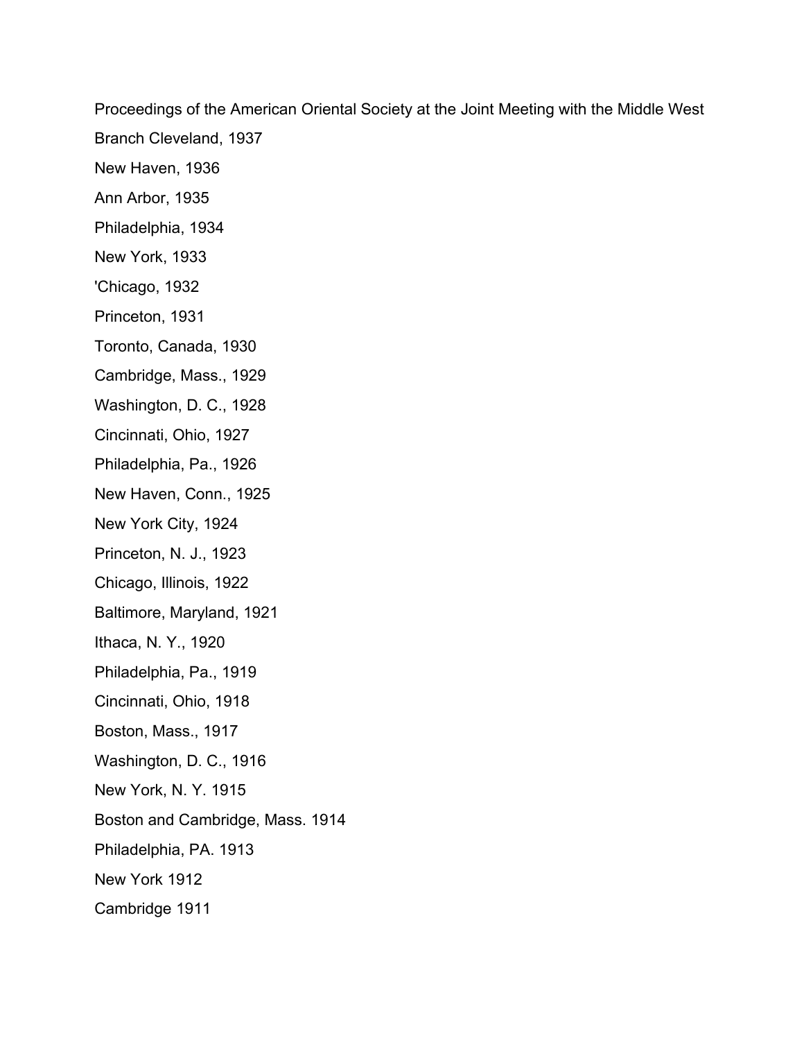Proceedings of the American Oriental Society at the Joint Meeting with the Middle West Branch Cleveland, 1937

New Haven, 1936

Ann Arbor, 1935

Philadelphia, 1934

New York, 1933

'Chicago, 1932

Princeton, 1931

Toronto, Canada, 1930

Cambridge, Mass., 1929

Washington, D. C., 1928

Cincinnati, Ohio, 1927

Philadelphia, Pa., 1926

New Haven, Conn., 1925

New York City, 1924

Princeton, N. J., 1923

Chicago, Illinois, 1922

Baltimore, Maryland, 1921

Ithaca, N. Y., 1920

Philadelphia, Pa., 1919

Cincinnati, Ohio, 1918

Boston, Mass., 1917

Washington, D. C., 1916

New York, N. Y. 1915

Boston and Cambridge, Mass. 1914

Philadelphia, PA. 1913

New York 1912

Cambridge 1911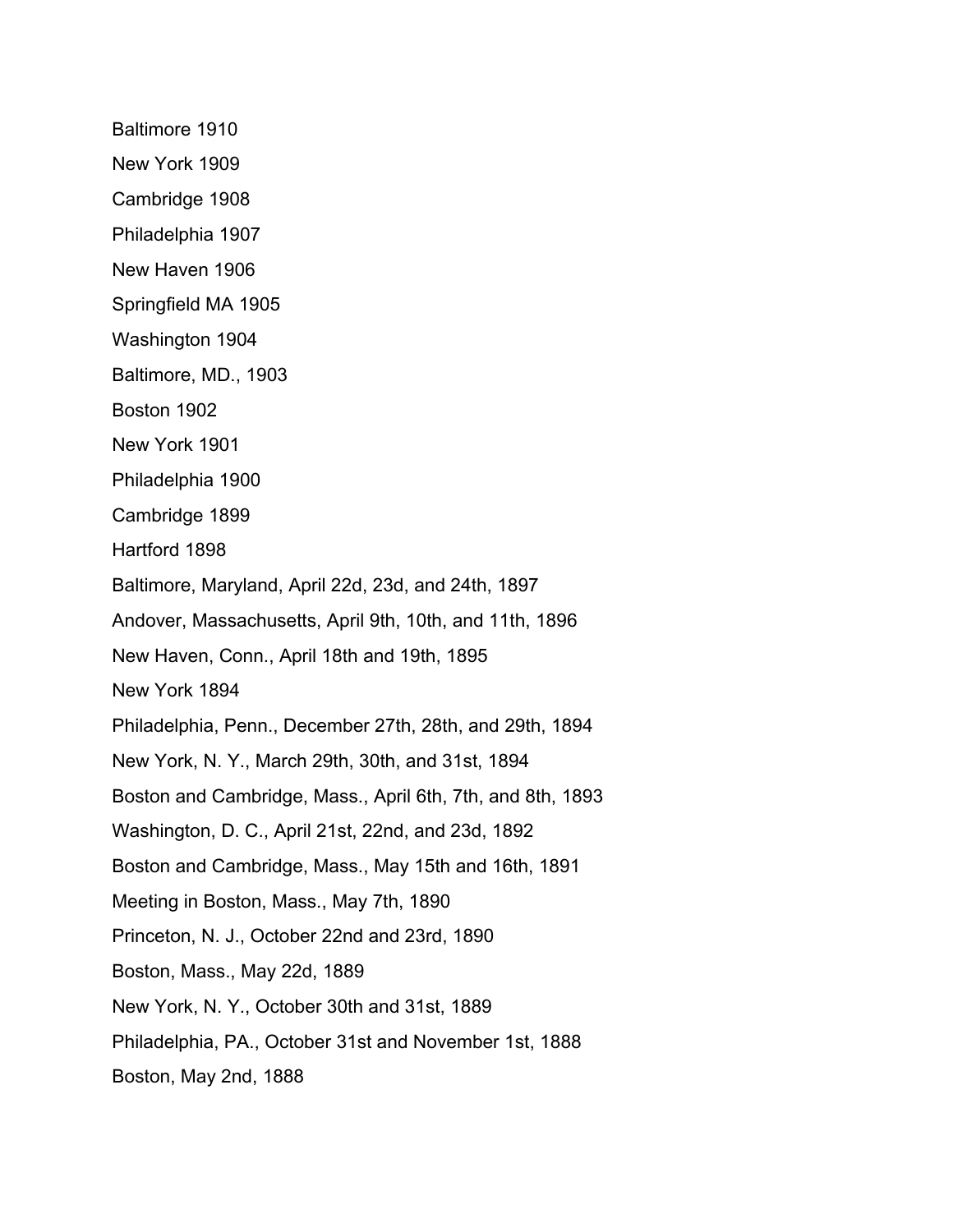Baltimore 1910

New York 1909

Cambridge 1908

Philadelphia 1907

New Haven 1906

Springfield MA 1905

Washington 1904

Baltimore, MD., 1903

Boston 1902

New York 1901

Philadelphia 1900

Cambridge 1899

Hartford 1898

Baltimore, Maryland, April 22d, 23d, and 24th, 1897

Andover, Massachusetts, April 9th, 10th, and 11th, 1896

New Haven, Conn., April 18th and 19th, 1895

New York 1894

Philadelphia, Penn., December 27th, 28th, and 29th, 1894

New York, N. Y., March 29th, 30th, and 31st, 1894

Boston and Cambridge, Mass., April 6th, 7th, and 8th, 1893

Washington, D. C., April 21st, 22nd, and 23d, 1892

Boston and Cambridge, Mass., May 15th and 16th, 1891

Meeting in Boston, Mass., May 7th, 1890

Princeton, N. J., October 22nd and 23rd, 1890

Boston, Mass., May 22d, 1889

New York, N. Y., October 30th and 31st, 1889

Philadelphia, PA., October 31st and November 1st, 1888

Boston, May 2nd, 1888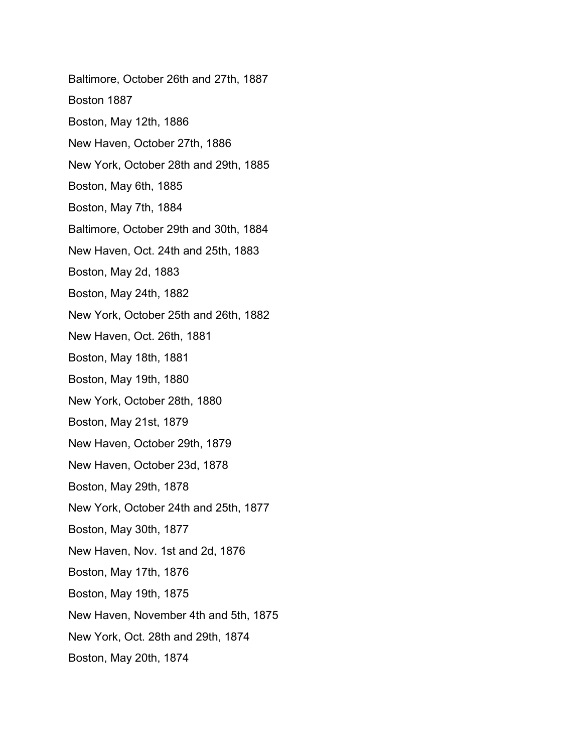Baltimore, October 26th and 27th, 1887

Boston 1887

Boston, May 12th, 1886

New Haven, October 27th, 1886

New York, October 28th and 29th, 1885

Boston, May 6th, 1885

Boston, May 7th, 1884

Baltimore, October 29th and 30th, 1884

New Haven, Oct. 24th and 25th, 1883

Boston, May 2d, 1883

Boston, May 24th, 1882

New York, October 25th and 26th, 1882

New Haven, Oct. 26th, 1881

Boston, May 18th, 1881

Boston, May 19th, 1880

New York, October 28th, 1880

Boston, May 21st, 1879

New Haven, October 29th, 1879

New Haven, October 23d, 1878

Boston, May 29th, 1878

New York, October 24th and 25th, 1877

Boston, May 30th, 1877

New Haven, Nov. 1st and 2d, 1876

Boston, May 17th, 1876

Boston, May 19th, 1875

New Haven, November 4th and 5th, 1875

New York, Oct. 28th and 29th, 1874

Boston, May 20th, 1874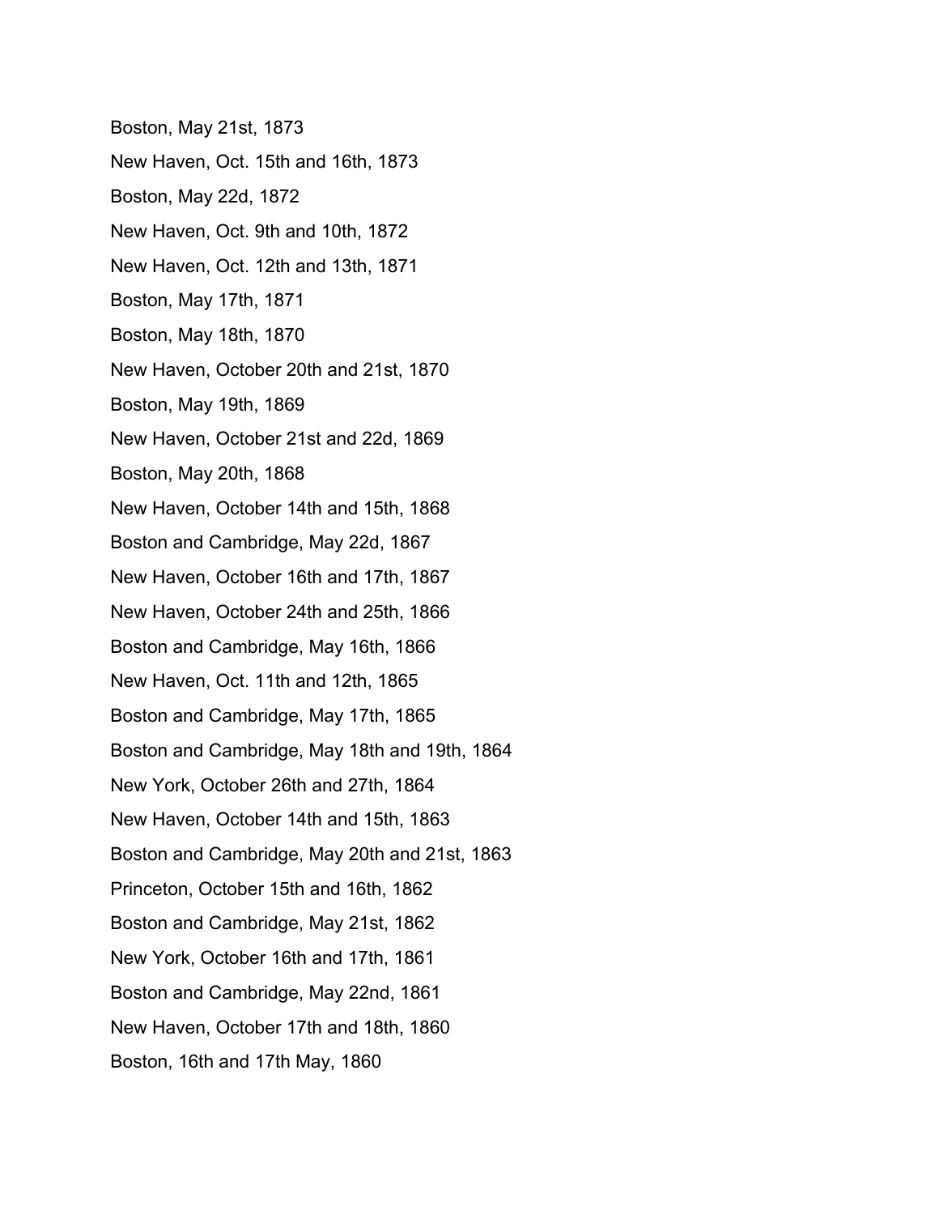Boston, May 21st, 1873

New Haven, Oct. 15th and 16th, 1873

Boston, May 22d, 1872

New Haven, Oct. 9th and 10th, 1872

New Haven, Oct. 12th and 13th, 1871

Boston, May 17th, 1871

Boston, May 18th, 1870

New Haven, October 20th and 21st, 1870

Boston, May 19th, 1869

New Haven, October 21st and 22d, 1869

Boston, May 20th, 1868

New Haven, October 14th and 15th, 1868

Boston and Cambridge, May 22d, 1867

New Haven, October 16th and 17th, 1867

New Haven, October 24th and 25th, 1866

Boston and Cambridge, May 16th, 1866

New Haven, Oct. 11th and 12th, 1865

Boston and Cambridge, May 17th, 1865

Boston and Cambridge, May 18th and 19th, 1864

New York, October 26th and 27th, 1864

New Haven, October 14th and 15th, 1863

Boston and Cambridge, May 20th and 21st, 1863

Princeton, October 15th and 16th, 1862

Boston and Cambridge, May 21st, 1862

New York, October 16th and 17th, 1861

Boston and Cambridge, May 22nd, 1861

New Haven, October 17th and 18th, 1860

Boston, 16th and 17th May, 1860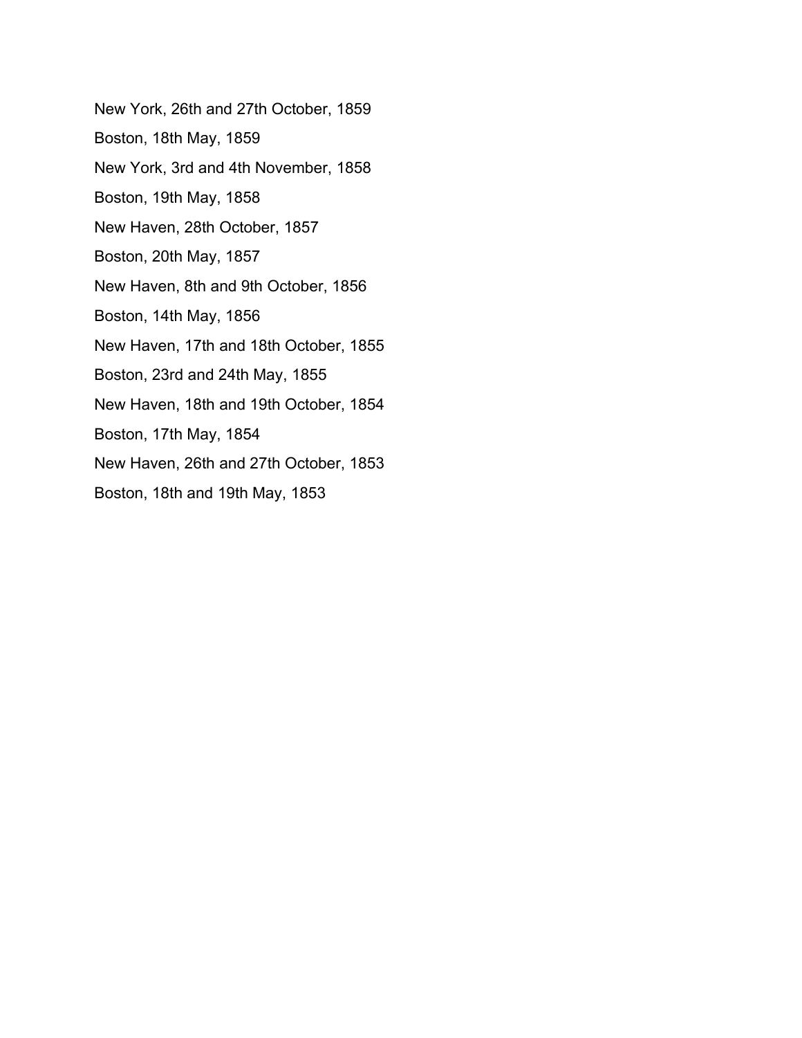New York, 26th and 27th October, 1859

Boston, 18th May, 1859

New York, 3rd and 4th November, 1858

Boston, 19th May, 1858

New Haven, 28th October, 1857

Boston, 20th May, 1857

New Haven, 8th and 9th October, 1856

Boston, 14th May, 1856

New Haven, 17th and 18th October, 1855

Boston, 23rd and 24th May, 1855

New Haven, 18th and 19th October, 1854

Boston, 17th May, 1854

New Haven, 26th and 27th October, 1853

Boston, 18th and 19th May, 1853